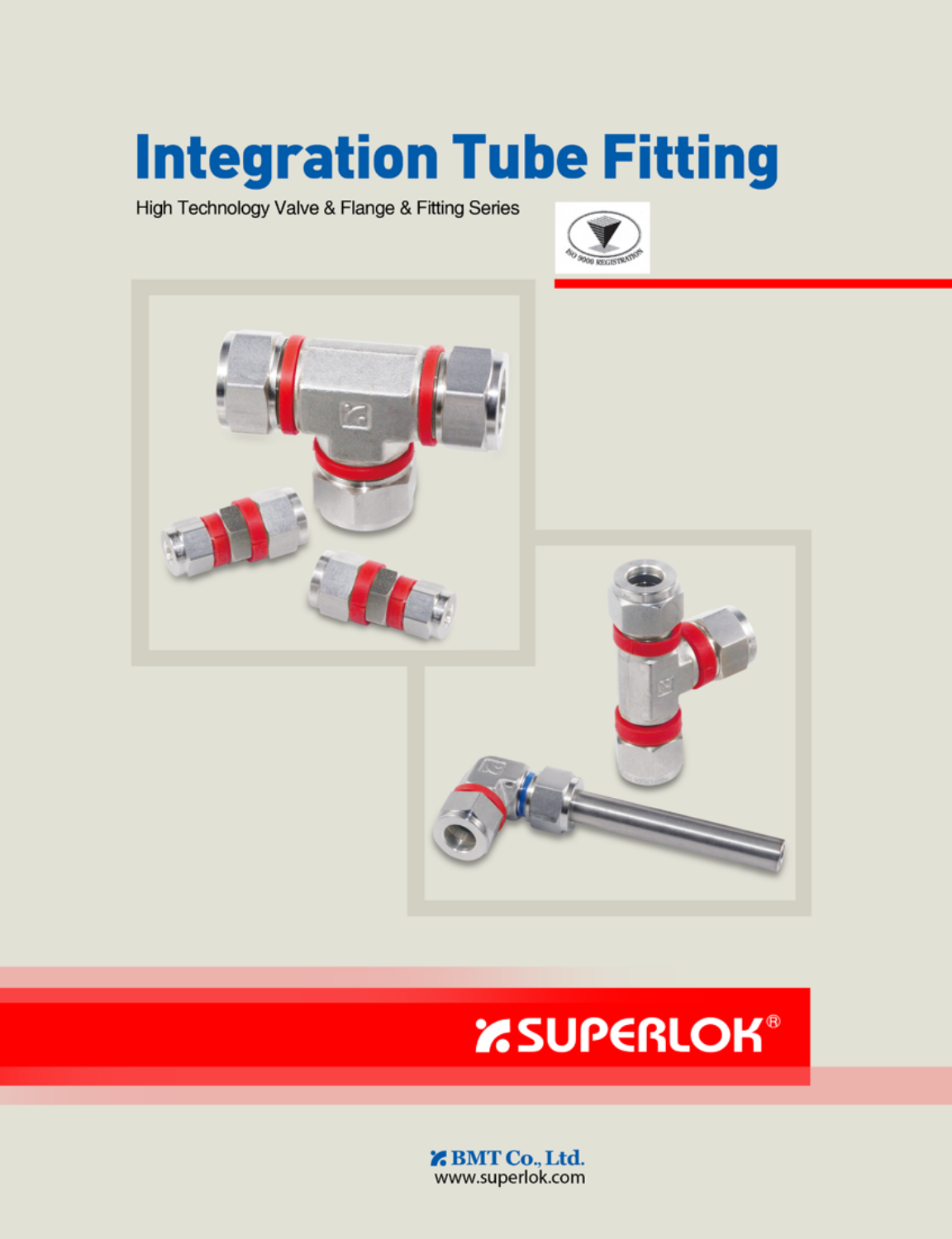# Integration Tube Fitting

High Technology Valve & Flange & Fitting Series

ISO 9000 REGISTRATION

SUPERLOK®

BMT Co., Ltd.
www.superlok.com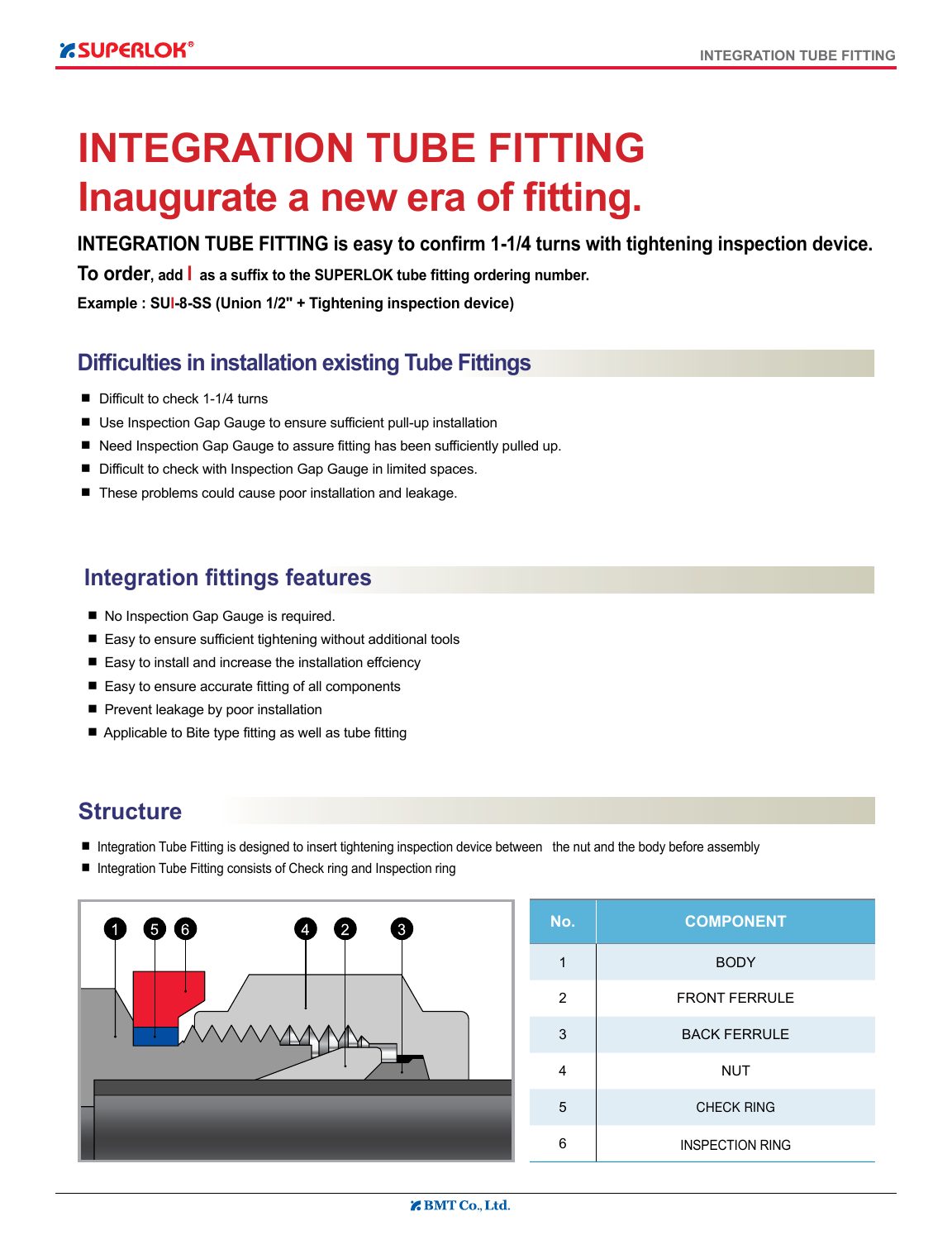# INTEGRATION TUBE FITTING
# Inaugurate a new era of fitting.

**INTEGRATION TUBE FITTING is easy to confirm 1-1/4 turns with tightening inspection device.**

**To order, add I as a suffix to the SUPERLOK tube fitting ordering number.**

**Example : SUI-8-SS (Union 1/2" + Tightening inspection device)**

## Difficulties in installation existing Tube Fittings

- Difficult to check 1-1/4 turns
- Use Inspection Gap Gauge to ensure sufficient pull-up installation
- Need Inspection Gap Gauge to assure fitting has been sufficiently pulled up.
- Difficult to check with Inspection Gap Gauge in limited spaces.
- These problems could cause poor installation and leakage.

## Integration fittings features

- No Inspection Gap Gauge is required.
- Easy to ensure sufficient tightening without additional tools
- Easy to install and increase the installation effciency
- Easy to ensure accurate fitting of all components
- Prevent leakage by poor installation
- Applicable to Bite type fitting as well as tube fitting

## Structure

- Integration Tube Fitting is designed to insert tightening inspection device between the nut and the body before assembly
- Integration Tube Fitting consists of Check ring and Inspection ring

| No. | COMPONENT |
|---|---|
| 1 | BODY |
| 2 | FRONT FERRULE |
| 3 | BACK FERRULE |
| 4 | NUT |
| 5 | CHECK RING |
| 6 | INSPECTION RING |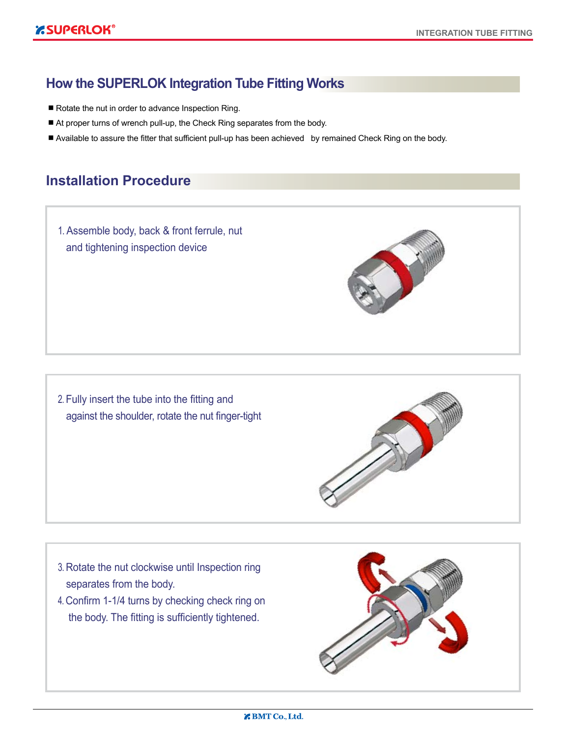## How the SUPERLOK Integration Tube Fitting Works

- Rotate the nut in order to advance Inspection Ring.
- At proper turns of wrench pull-up, the Check Ring separates from the body.
- Available to assure the fitter that sufficient pull-up has been achieved by remained Check Ring on the body.

## Installation Procedure

1. Assemble body, back & front ferrule, nut and tightening inspection device

2. Fully insert the tube into the fitting and against the shoulder, rotate the nut finger-tight

3. Rotate the nut clockwise until Inspection ring separates from the body.
4. Confirm 1-1/4 turns by checking check ring on the body. The fitting is sufficiently tightened.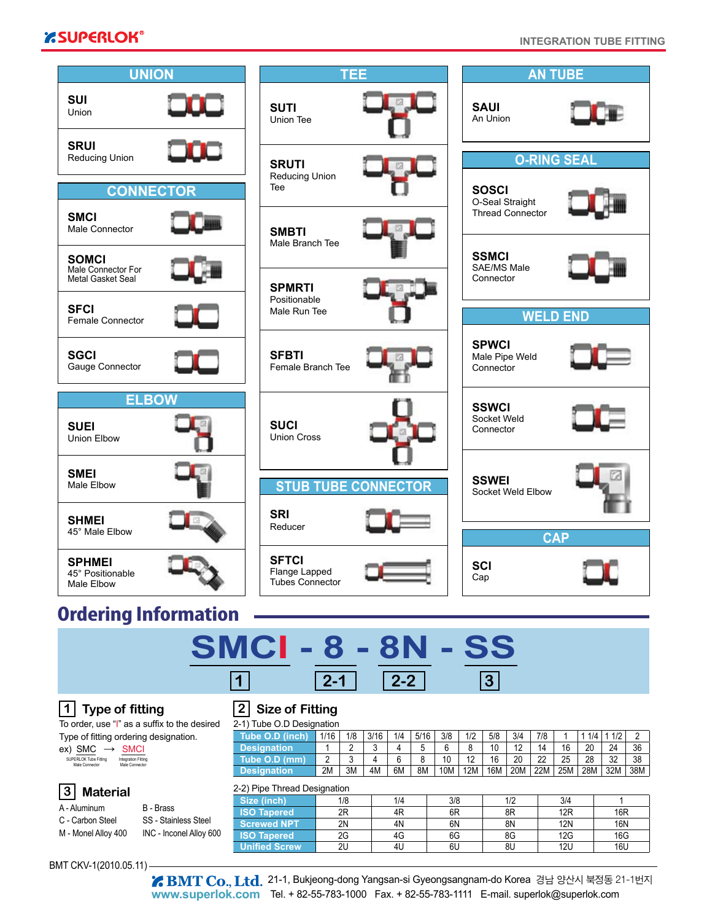## UNION

**SUI**
Union

**SRUI**
Reducing Union

## CONNECTOR

**SMCI**
Male Connector

**SOMCI**
Male Connector For Metal Gasket Seal

**SFCI**
Female Connector

**SGCI**
Gauge Connector

## ELBOW

**SUEI**
Union Elbow

**SMEI**
Male Elbow

**SHMEI**
45° Male Elbow

**SPHMEI**
45° Positionable Male Elbow

## TEE

**SUTI**
Union Tee

**SRUTI**
Reducing Union Tee

**SMBTI**
Male Branch Tee

**SPMRTI**
Positionable Male Run Tee

**SFBTI**
Female Branch Tee

**SUCI**
Union Cross

## STUB TUBE CONNECTOR

**SRI**
Reducer

**SFTCI**
Flange Lapped Tubes Connector

## AN TUBE

**SAUI**
An Union

## O-RING SEAL

**SOSCI**
O-Seal Straight Thread Connector

**SSMCI**
SAE/MS Male Connector

## WELD END

**SPWCI**
Male Pipe Weld Connector

**SSWCI**
Socket Weld Connector

**SSWEI**
Socket Weld Elbow

## CAP

**SCI**
Cap

# Ordering Information

**SMCI - 8 - 8N - SS**

1 (SMCI) — 2-1 (8) — 2-2 (8N) — 3 (SS)

### 1 Type of fitting

To order, use "I" as a suffix to the desired Type of fitting ordering designation.

ex) SMC → SMCI

SUPERLOK Tube Fitting Male Connector → Integration Fitting Male Connector

### 3 Material

A - Aluminum
B - Brass
C - Carbon Steel
SS - Stainless Steel
M - Monel Alloy 400
INC - Inconel Alloy 600

### 2 Size of Fitting

2-1) Tube O.D Designation

| Tube O.D (inch) | 1/16 | 1/8 | 3/16 | 1/4 | 5/16 | 3/8 | 1/2 | 5/8 | 3/4 | 7/8 | 1 | 1 1/4 | 1 1/2 | 2 |
|---|---|---|---|---|---|---|---|---|---|---|---|---|---|---|
| Designation | 1 | 2 | 3 | 4 | 5 | 6 | 8 | 10 | 12 | 14 | 16 | 20 | 24 | 36 |
| Tube O.D (mm) | 2 | 3 | 4 | 6 | 8 | 10 | 12 | 16 | 20 | 22 | 25 | 28 | 32 | 38 |
| Designation | 2M | 3M | 4M | 6M | 8M | 10M | 12M | 16M | 20M | 22M | 25M | 28M | 32M | 38M |

2-2) Pipe Thread Designation

| Size (inch) | 1/8 | 1/4 | 3/8 | 1/2 | 3/4 | 1 |
|---|---|---|---|---|---|---|
| ISO Tapered | 2R | 4R | 6R | 8R | 12R | 16R |
| Screwed NPT | 2N | 4N | 6N | 8N | 12N | 16N |
| ISO Tapered | 2G | 4G | 6G | 8G | 12G | 16G |
| Unified Screw | 2U | 4U | 6U | 8U | 12U | 16U |

BMT CKV-1(2010.05.11)

**BMT Co., Ltd.** 21-1, Bukjeong-dong Yangsan-si Gyeongsangnam-do Korea 경남 양산시 북정동 21-1번지
www.superlok.com Tel. + 82-55-783-1000 Fax. + 82-55-783-1111 E-mail. superlok@superlok.com